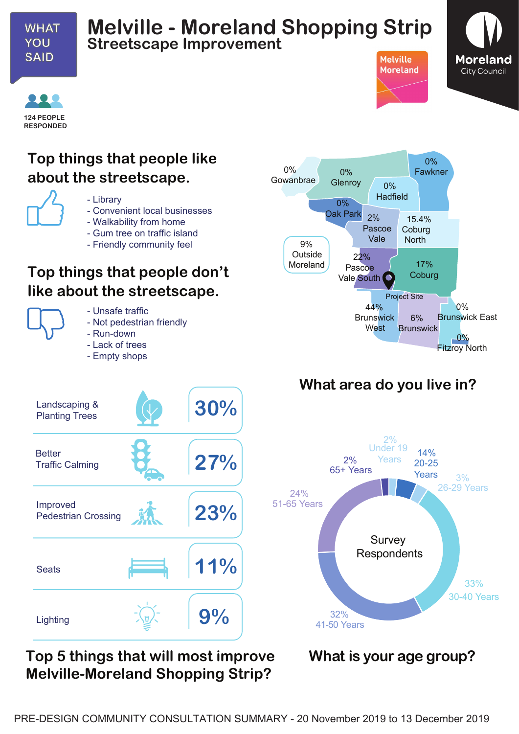WHAT YOU SAID

# Melville - Moreland Shopping Strip

## Streetscape Improvement

Melville Moreland

Moreland City Council

124 PEOPLE RESPONDED

## Top things that people like about the streetscape.

- Library
- Convenient local businesses
- Walkability from home
- Gum tree on traffic island
- Friendly community feel

## Top things that people don't like about the streetscape.

- Unsafe traffic
- Not pedestrian friendly
- Run-down
- Lack of trees
- Empty shops

## What area do you live in?

| Area | % |
|---|---|
| Gowanbrae | 0% |
| Glenroy | 0% |
| Fawkner | 0% |
| Hadfield | 0% |
| Oak Park | 0% |
| Pascoe Vale | 2% |
| Coburg North | 15.4% |
| Outside Moreland | 9% |
| Pascoe Vale South | 22% |
| Coburg | 17% |
| Brunswick West | 44% |
| Brunswick | 6% |
| Brunswick East | 0% |
| Fitzroy North | 0% |

Project Site

## Top 5 things that will most improve Melville-Moreland Shopping Strip?

| Improvement | % |
|---|---|
| Landscaping & Planting Trees | 30% |
| Better Traffic Calming | 27% |
| Improved Pedestrian Crossing | 23% |
| Seats | 11% |
| Lighting | 9% |

## What is your age group?

Survey Respondents

| Age group | % |
|---|---|
| Under 19 Years | 2% |
| 20-25 Years | 14% |
| 26-29 Years | 3% |
| 30-40 Years | 33% |
| 41-50 Years | 32% |
| 51-65 Years | 24% |
| 65+ Years | 2% |

PRE-DESIGN COMMUNITY CONSULTATION SUMMARY - 20 November 2019 to 13 December 2019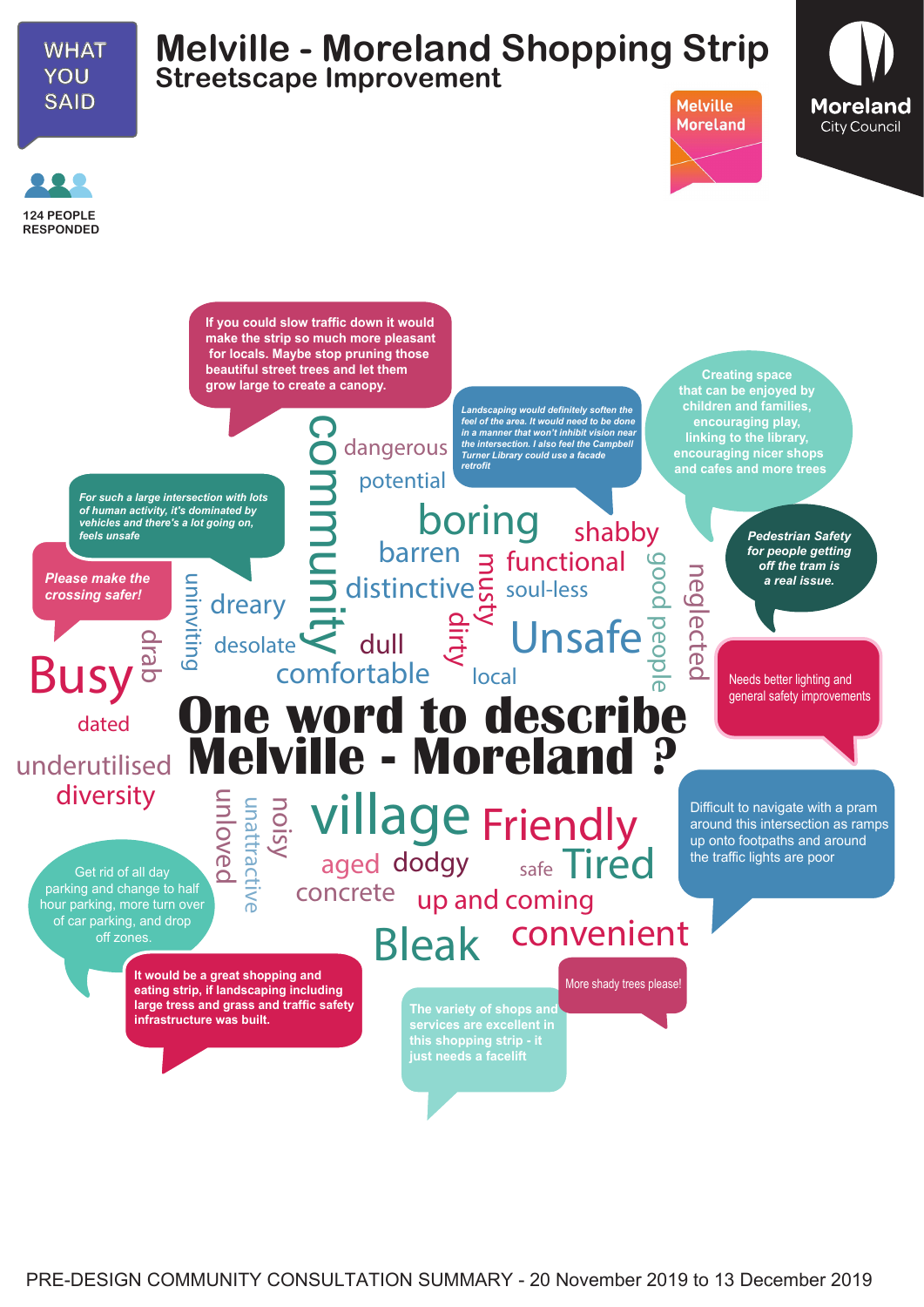WHAT YOU SAID

# Melville - Moreland Shopping Strip

## Streetscape Improvement

Melville Moreland

Moreland City Council

124 PEOPLE RESPONDED

If you could slow traffic down it would make the strip so much more pleasant for locals. Maybe stop pruning those beautiful street trees and let them grow large to create a canopy.

*Landscaping would definitely soften the feel of the area. It would need to be done in a manner that won't inhibit vision near the intersection. I also feel the Campbell Turner Library could use a facade retrofit*

Creating space that can be enjoyed by children and families, encouraging play, linking to the library, encouraging nicer shops and cafes and more trees

*For such a large intersection with lots of human activity, it's dominated by vehicles and there's a lot going on, feels unsafe*

*Please make the crossing safer!*

*Pedestrian Safety for people getting off the tram is a real issue.*

Needs better lighting and general safety improvements

## One word to describe Melville - Moreland ?

community, dangerous, potential, boring, shabby, barren, functional, distinctive, musty, soul-less, good people, neglected, uninviting, dreary, dirty, Unsafe, drab, desolate, dull, Busy, comfortable, local, dated, underutilised, diversity, unloved, unattractive, noisy, village, Friendly, aged, dodgy, safe, Tired, concrete, up and coming, Bleak, convenient

Difficult to navigate with a pram around this intersection as ramps up onto footpaths and around the traffic lights are poor

Get rid of all day parking and change to half hour parking, more turn over of car parking, and drop off zones.

It would be a great shopping and eating strip, if landscaping including large tress and grass and traffic safety infrastructure was built.

More shady trees please!

The variety of shops and services are excellent in this shopping strip - it just needs a facelift

PRE-DESIGN COMMUNITY CONSULTATION SUMMARY - 20 November 2019 to 13 December 2019